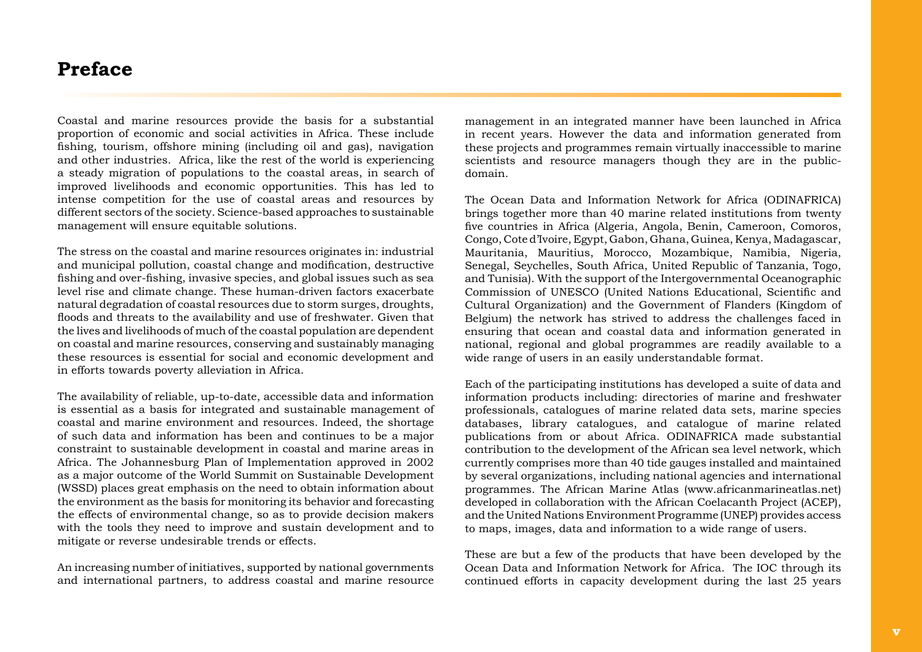# Preface

Coastal and marine resources provide the basis for a substantial proportion of economic and social activities in Africa. These include fishing, tourism, offshore mining (including oil and gas), navigation and other industries. Africa, like the rest of the world is experiencing a steady migration of populations to the coastal areas, in search of improved livelihoods and economic opportunities. This has led to intense competition for the use of coastal areas and resources by different sectors of the society. Science-based approaches to sustainable management will ensure equitable solutions.

The stress on the coastal and marine resources originates in: industrial and municipal pollution, coastal change and modification, destructive fishing and over-fishing, invasive species, and global issues such as sea level rise and climate change. These human-driven factors exacerbate natural degradation of coastal resources due to storm surges, droughts, floods and threats to the availability and use of freshwater. Given that the lives and livelihoods of much of the coastal population are dependent on coastal and marine resources, conserving and sustainably managing these resources is essential for social and economic development and in efforts towards poverty alleviation in Africa.

The availability of reliable, up-to-date, accessible data and information is essential as a basis for integrated and sustainable management of coastal and marine environment and resources. Indeed, the shortage of such data and information has been and continues to be a major constraint to sustainable development in coastal and marine areas in Africa. The Johannesburg Plan of Implementation approved in 2002 as a major outcome of the World Summit on Sustainable Development (WSSD) places great emphasis on the need to obtain information about the environment as the basis for monitoring its behavior and forecasting the effects of environmental change, so as to provide decision makers with the tools they need to improve and sustain development and to mitigate or reverse undesirable trends or effects.

An increasing number of initiatives, supported by national governments and international partners, to address coastal and marine resource management in an integrated manner have been launched in Africa in recent years. However the data and information generated from these projects and programmes remain virtually inaccessible to marine scientists and resource managers though they are in the public-domain.

The Ocean Data and Information Network for Africa (ODINAFRICA) brings together more than 40 marine related institutions from twenty five countries in Africa (Algeria, Angola, Benin, Cameroon, Comoros, Congo, Cote d'Ivoire, Egypt, Gabon, Ghana, Guinea, Kenya, Madagascar, Mauritania, Mauritius, Morocco, Mozambique, Namibia, Nigeria, Senegal, Seychelles, South Africa, United Republic of Tanzania, Togo, and Tunisia). With the support of the Intergovernmental Oceanographic Commission of UNESCO (United Nations Educational, Scientific and Cultural Organization) and the Government of Flanders (Kingdom of Belgium) the network has strived to address the challenges faced in ensuring that ocean and coastal data and information generated in national, regional and global programmes are readily available to a wide range of users in an easily understandable format.

Each of the participating institutions has developed a suite of data and information products including: directories of marine and freshwater professionals, catalogues of marine related data sets, marine species databases, library catalogues, and catalogue of marine related publications from or about Africa. ODINAFRICA made substantial contribution to the development of the African sea level network, which currently comprises more than 40 tide gauges installed and maintained by several organizations, including national agencies and international programmes. The African Marine Atlas (www.africanmarineatlas.net) developed in collaboration with the African Coelacanth Project (ACEP), and the United Nations Environment Programme (UNEP) provides access to maps, images, data and information to a wide range of users.

These are but a few of the products that have been developed by the Ocean Data and Information Network for Africa. The IOC through its continued efforts in capacity development during the last 25 years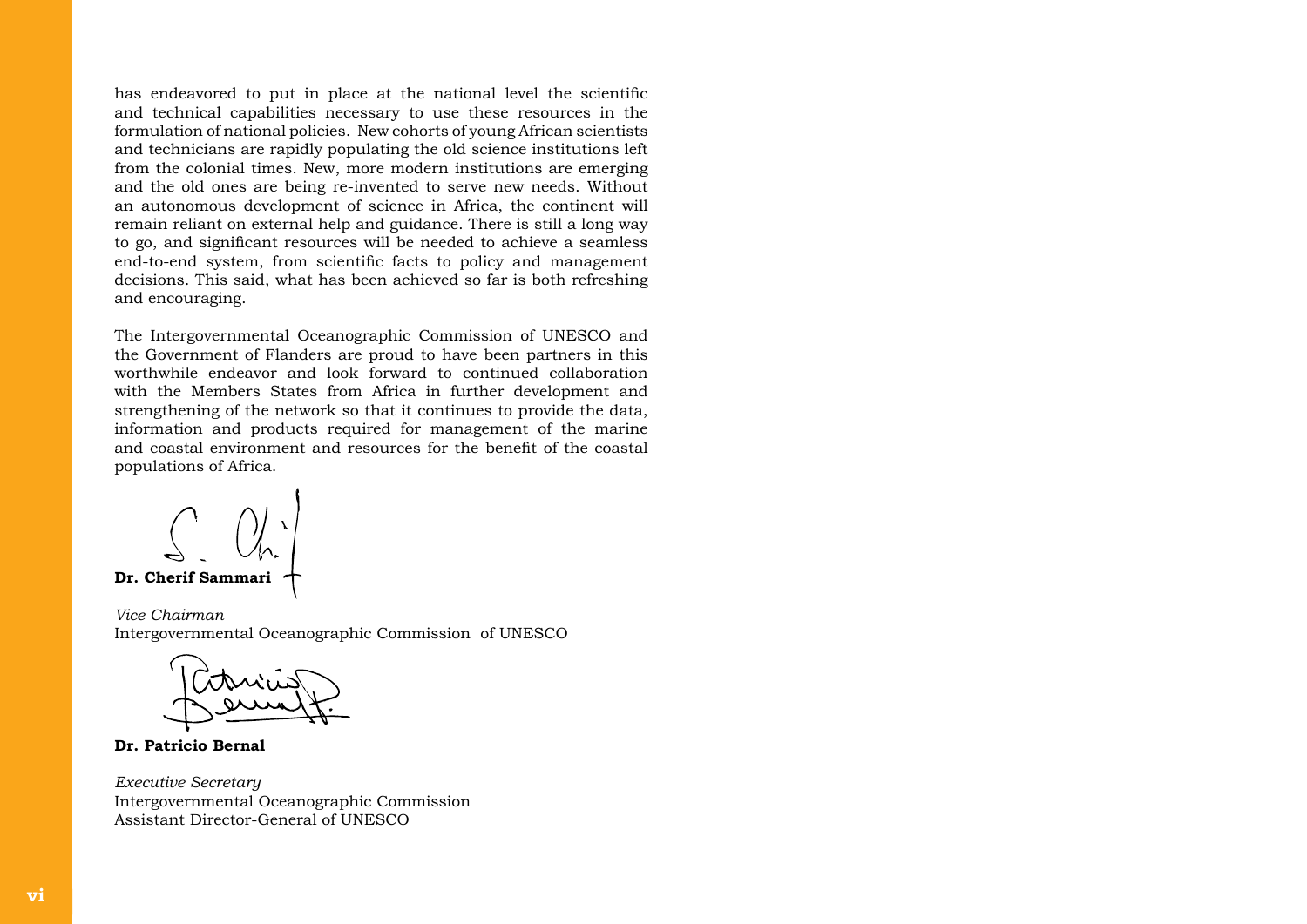has endeavored to put in place at the national level the scientific and technical capabilities necessary to use these resources in the formulation of national policies. New cohorts of young African scientists and technicians are rapidly populating the old science institutions left from the colonial times. New, more modern institutions are emerging and the old ones are being re-invented to serve new needs. Without an autonomous development of science in Africa, the continent will remain reliant on external help and guidance. There is still a long way to go, and significant resources will be needed to achieve a seamless end-to-end system, from scientific facts to policy and management decisions. This said, what has been achieved so far is both refreshing and encouraging.

The Intergovernmental Oceanographic Commission of UNESCO and the Government of Flanders are proud to have been partners in this worthwhile endeavor and look forward to continued collaboration with the Members States from Africa in further development and strengthening of the network so that it continues to provide the data, information and products required for management of the marine and coastal environment and resources for the benefit of the coastal populations of Africa.

**Dr. Cherif Sammari**

*Vice Chairman*
Intergovernmental Oceanographic Commission of UNESCO

**Dr. Patricio Bernal**

*Executive Secretary*
Intergovernmental Oceanographic Commission
Assistant Director-General of UNESCO